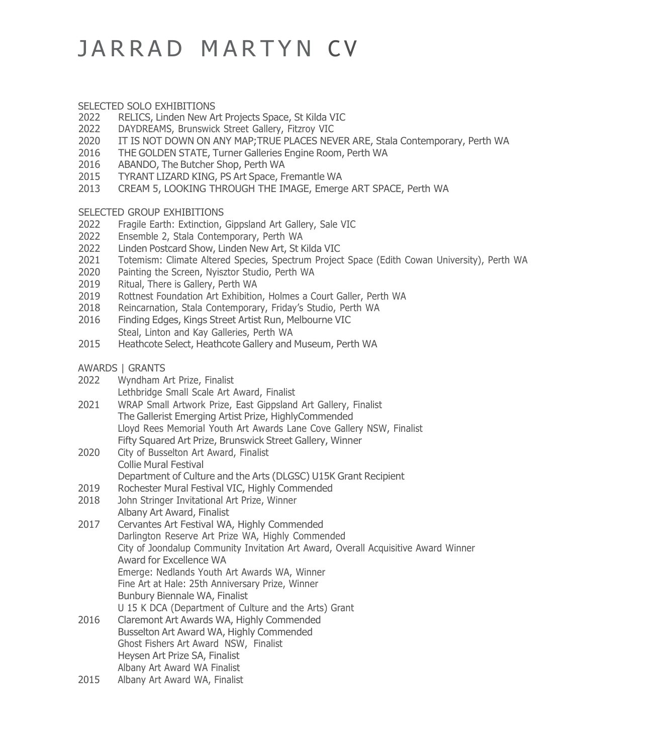# JARRAD MARTYN CV

## SELECTED SOLO EXHIBITIONS

2022 RELICS, Linden New Art Projects Space, St Kilda VIC
2022 DAYDREAMS, Brunswick Street Gallery, Fitzroy VIC
2020 IT IS NOT DOWN ON ANY MAP;TRUE PLACES NEVER ARE, Stala Contemporary, Perth WA
2016 THE GOLDEN STATE, Turner Galleries Engine Room, Perth WA
2016 ABANDO, The Butcher Shop, Perth WA
2015 TYRANT LIZARD KING, PS Art Space, Fremantle WA
2013 CREAM 5, LOOKING THROUGH THE IMAGE, Emerge ART SPACE, Perth WA

## SELECTED GROUP EXHIBITIONS

2022 Fragile Earth: Extinction, Gippsland Art Gallery, Sale VIC
2022 Ensemble 2, Stala Contemporary, Perth WA
2022 Linden Postcard Show, Linden New Art, St Kilda VIC
2021 Totemism: Climate Altered Species, Spectrum Project Space (Edith Cowan University), Perth WA
2020 Painting the Screen, Nyisztor Studio, Perth WA
2019 Ritual, There is Gallery, Perth WA
2019 Rottnest Foundation Art Exhibition, Holmes a Court Galler, Perth WA
2018 Reincarnation, Stala Contemporary, Friday's Studio, Perth WA
2016 Finding Edges, Kings Street Artist Run, Melbourne VIC
Steal, Linton and Kay Galleries, Perth WA
2015 Heathcote Select, Heathcote Gallery and Museum, Perth WA

## AWARDS | GRANTS

2022 Wyndham Art Prize, Finalist
Lethbridge Small Scale Art Award, Finalist
2021 WRAP Small Artwork Prize, East Gippsland Art Gallery, Finalist
The Gallerist Emerging Artist Prize, HighlyCommended
Lloyd Rees Memorial Youth Art Awards Lane Cove Gallery NSW, Finalist
Fifty Squared Art Prize, Brunswick Street Gallery, Winner
2020 City of Busselton Art Award, Finalist
Collie Mural Festival
Department of Culture and the Arts (DLGSC) U15K Grant Recipient
2019 Rochester Mural Festival VIC, Highly Commended
2018 John Stringer Invitational Art Prize, Winner
Albany Art Award, Finalist
2017 Cervantes Art Festival WA, Highly Commended
Darlington Reserve Art Prize WA, Highly Commended
City of Joondalup Community Invitation Art Award, Overall Acquisitive Award Winner
Award for Excellence WA
Emerge: Nedlands Youth Art Awards WA, Winner
Fine Art at Hale: 25th Anniversary Prize, Winner
Bunbury Biennale WA, Finalist
U 15 K DCA (Department of Culture and the Arts) Grant
2016 Claremont Art Awards WA, Highly Commended
Busselton Art Award WA, Highly Commended
Ghost Fishers Art Award NSW, Finalist
Heysen Art Prize SA, Finalist
Albany Art Award WA Finalist
2015 Albany Art Award WA, Finalist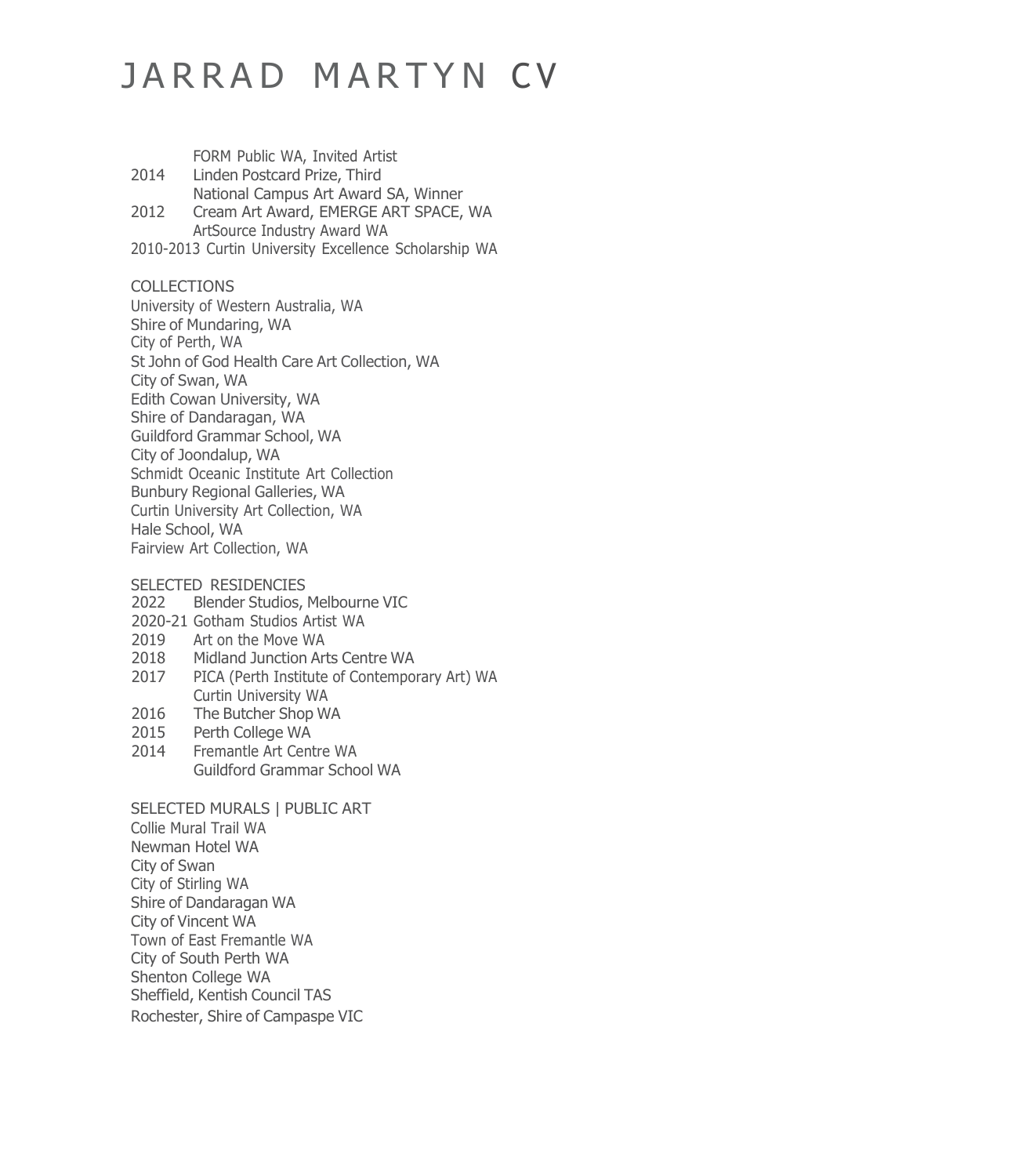# JARRAD MARTYN CV

FORM Public WA, Invited Artist
2014 Linden Postcard Prize, Third
National Campus Art Award SA, Winner
2012 Cream Art Award, EMERGE ART SPACE, WA
ArtSource Industry Award WA
2010-2013 Curtin University Excellence Scholarship WA

COLLECTIONS

University of Western Australia, WA
Shire of Mundaring, WA
City of Perth, WA
St John of God Health Care Art Collection, WA
City of Swan, WA
Edith Cowan University, WA
Shire of Dandaragan, WA
Guildford Grammar School, WA
City of Joondalup, WA
Schmidt Oceanic Institute Art Collection
Bunbury Regional Galleries, WA
Curtin University Art Collection, WA
Hale School, WA
Fairview Art Collection, WA

SELECTED RESIDENCIES

2022 Blender Studios, Melbourne VIC
2020-21 Gotham Studios Artist WA
2019 Art on the Move WA
2018 Midland Junction Arts Centre WA
2017 PICA (Perth Institute of Contemporary Art) WA
Curtin University WA
2016 The Butcher Shop WA
2015 Perth College WA
2014 Fremantle Art Centre WA
Guildford Grammar School WA

SELECTED MURALS | PUBLIC ART

Collie Mural Trail WA
Newman Hotel WA
City of Swan
City of Stirling WA
Shire of Dandaragan WA
City of Vincent WA
Town of East Fremantle WA
City of South Perth WA
Shenton College WA
Sheffield, Kentish Council TAS
Rochester, Shire of Campaspe VIC